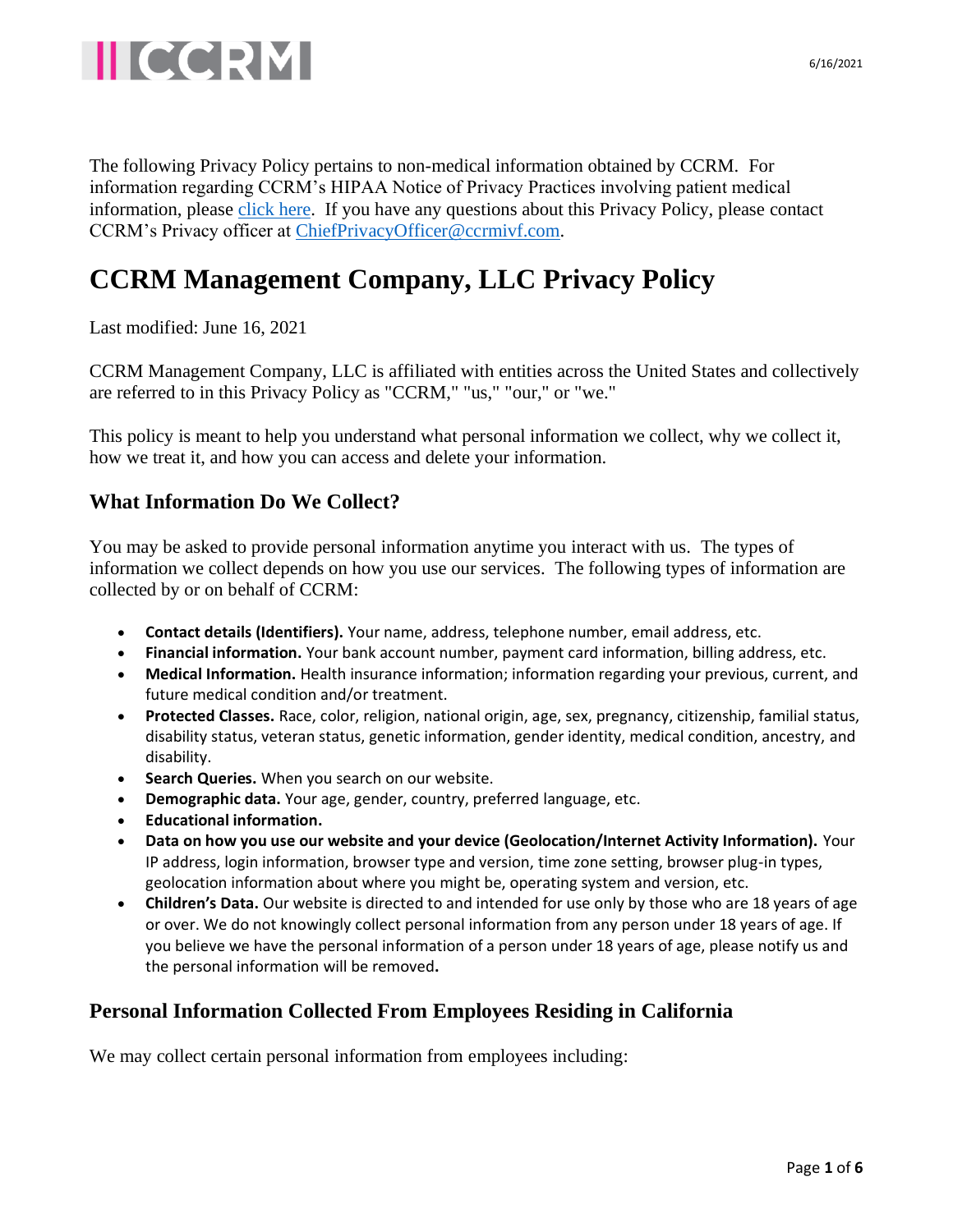The following Privacy Policy pertains to non-medical information obtained by CCRM. For information regarding CCRM's HIPAA Notice of Privacy Practices involving patient medical information, please [click here](). If you have any questions about this Privacy Policy, please contact CCRM's Privacy officer at [ChiefPrivacyOfficer@ccrmivf.com](mailto:ChiefPrivacyOfficer@ccrmivf.com).

# CCRM Management Company, LLC Privacy Policy

Last modified: June 16, 2021

CCRM Management Company, LLC is affiliated with entities across the United States and collectively are referred to in this Privacy Policy as "CCRM," "us," "our," or "we."

This policy is meant to help you understand what personal information we collect, why we collect it, how we treat it, and how you can access and delete your information.

## What Information Do We Collect?

You may be asked to provide personal information anytime you interact with us. The types of information we collect depends on how you use our services. The following types of information are collected by or on behalf of CCRM:

- **Contact details (Identifiers).** Your name, address, telephone number, email address, etc.
- **Financial information.** Your bank account number, payment card information, billing address, etc.
- **Medical Information.** Health insurance information; information regarding your previous, current, and future medical condition and/or treatment.
- **Protected Classes.** Race, color, religion, national origin, age, sex, pregnancy, citizenship, familial status, disability status, veteran status, genetic information, gender identity, medical condition, ancestry, and disability.
- **Search Queries.** When you search on our website.
- **Demographic data.** Your age, gender, country, preferred language, etc.
- **Educational information.**
- **Data on how you use our website and your device (Geolocation/Internet Activity Information).** Your IP address, login information, browser type and version, time zone setting, browser plug-in types, geolocation information about where you might be, operating system and version, etc.
- **Children's Data.** Our website is directed to and intended for use only by those who are 18 years of age or over. We do not knowingly collect personal information from any person under 18 years of age. If you believe we have the personal information of a person under 18 years of age, please notify us and the personal information will be removed**.**

## Personal Information Collected From Employees Residing in California

We may collect certain personal information from employees including: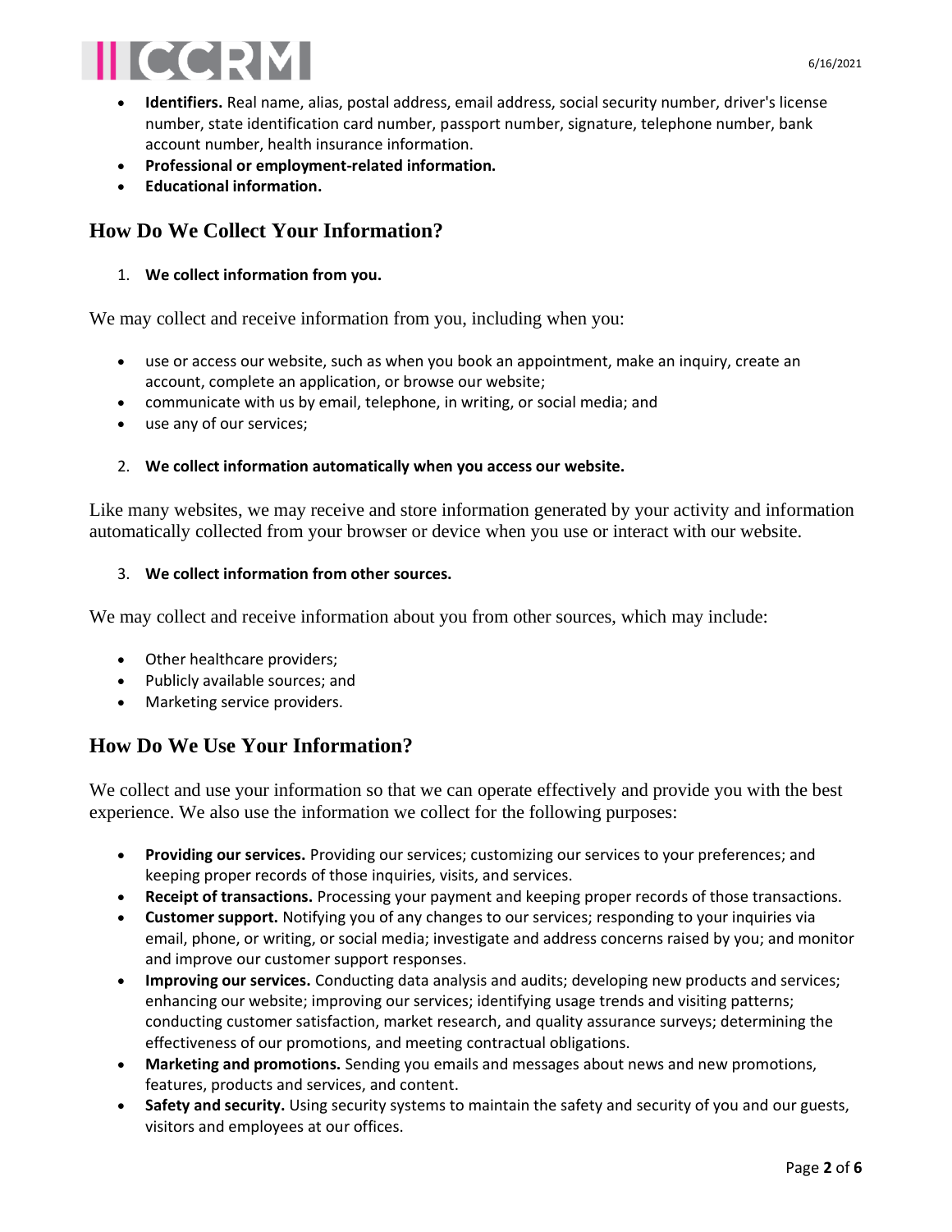- **Identifiers.** Real name, alias, postal address, email address, social security number, driver's license number, state identification card number, passport number, signature, telephone number, bank account number, health insurance information.
- **Professional or employment-related information.**
- **Educational information.**

## How Do We Collect Your Information?

1. **We collect information from you.**

We may collect and receive information from you, including when you:

- use or access our website, such as when you book an appointment, make an inquiry, create an account, complete an application, or browse our website;
- communicate with us by email, telephone, in writing, or social media; and
- use any of our services;

2. **We collect information automatically when you access our website.**

Like many websites, we may receive and store information generated by your activity and information automatically collected from your browser or device when you use or interact with our website.

3. **We collect information from other sources.**

We may collect and receive information about you from other sources, which may include:

- Other healthcare providers;
- Publicly available sources; and
- Marketing service providers.

## How Do We Use Your Information?

We collect and use your information so that we can operate effectively and provide you with the best experience. We also use the information we collect for the following purposes:

- **Providing our services.** Providing our services; customizing our services to your preferences; and keeping proper records of those inquiries, visits, and services.
- **Receipt of transactions.** Processing your payment and keeping proper records of those transactions.
- **Customer support.** Notifying you of any changes to our services; responding to your inquiries via email, phone, or writing, or social media; investigate and address concerns raised by you; and monitor and improve our customer support responses.
- **Improving our services.** Conducting data analysis and audits; developing new products and services; enhancing our website; improving our services; identifying usage trends and visiting patterns; conducting customer satisfaction, market research, and quality assurance surveys; determining the effectiveness of our promotions, and meeting contractual obligations.
- **Marketing and promotions.** Sending you emails and messages about news and new promotions, features, products and services, and content.
- **Safety and security.** Using security systems to maintain the safety and security of you and our guests, visitors and employees at our offices.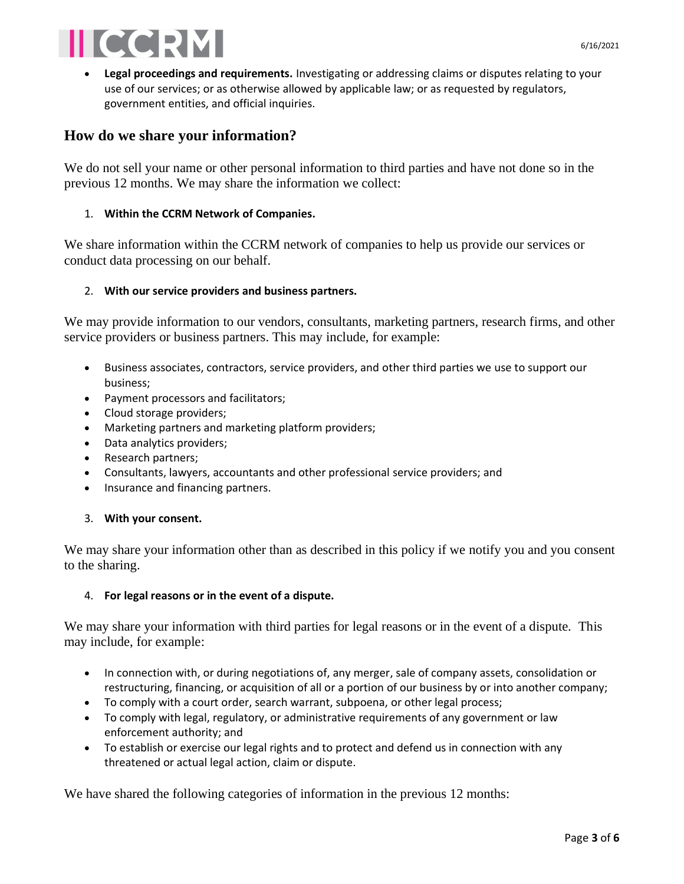- **Legal proceedings and requirements.** Investigating or addressing claims or disputes relating to your use of our services; or as otherwise allowed by applicable law; or as requested by regulators, government entities, and official inquiries.

## How do we share your information?

We do not sell your name or other personal information to third parties and have not done so in the previous 12 months. We may share the information we collect:

1. **Within the CCRM Network of Companies.**

We share information within the CCRM network of companies to help us provide our services or conduct data processing on our behalf.

2. **With our service providers and business partners.**

We may provide information to our vendors, consultants, marketing partners, research firms, and other service providers or business partners. This may include, for example:

- Business associates, contractors, service providers, and other third parties we use to support our business;
- Payment processors and facilitators;
- Cloud storage providers;
- Marketing partners and marketing platform providers;
- Data analytics providers;
- Research partners;
- Consultants, lawyers, accountants and other professional service providers; and
- Insurance and financing partners.

3. **With your consent.**

We may share your information other than as described in this policy if we notify you and you consent to the sharing.

4. **For legal reasons or in the event of a dispute.**

We may share your information with third parties for legal reasons or in the event of a dispute. This may include, for example:

- In connection with, or during negotiations of, any merger, sale of company assets, consolidation or restructuring, financing, or acquisition of all or a portion of our business by or into another company;
- To comply with a court order, search warrant, subpoena, or other legal process;
- To comply with legal, regulatory, or administrative requirements of any government or law enforcement authority; and
- To establish or exercise our legal rights and to protect and defend us in connection with any threatened or actual legal action, claim or dispute.

We have shared the following categories of information in the previous 12 months: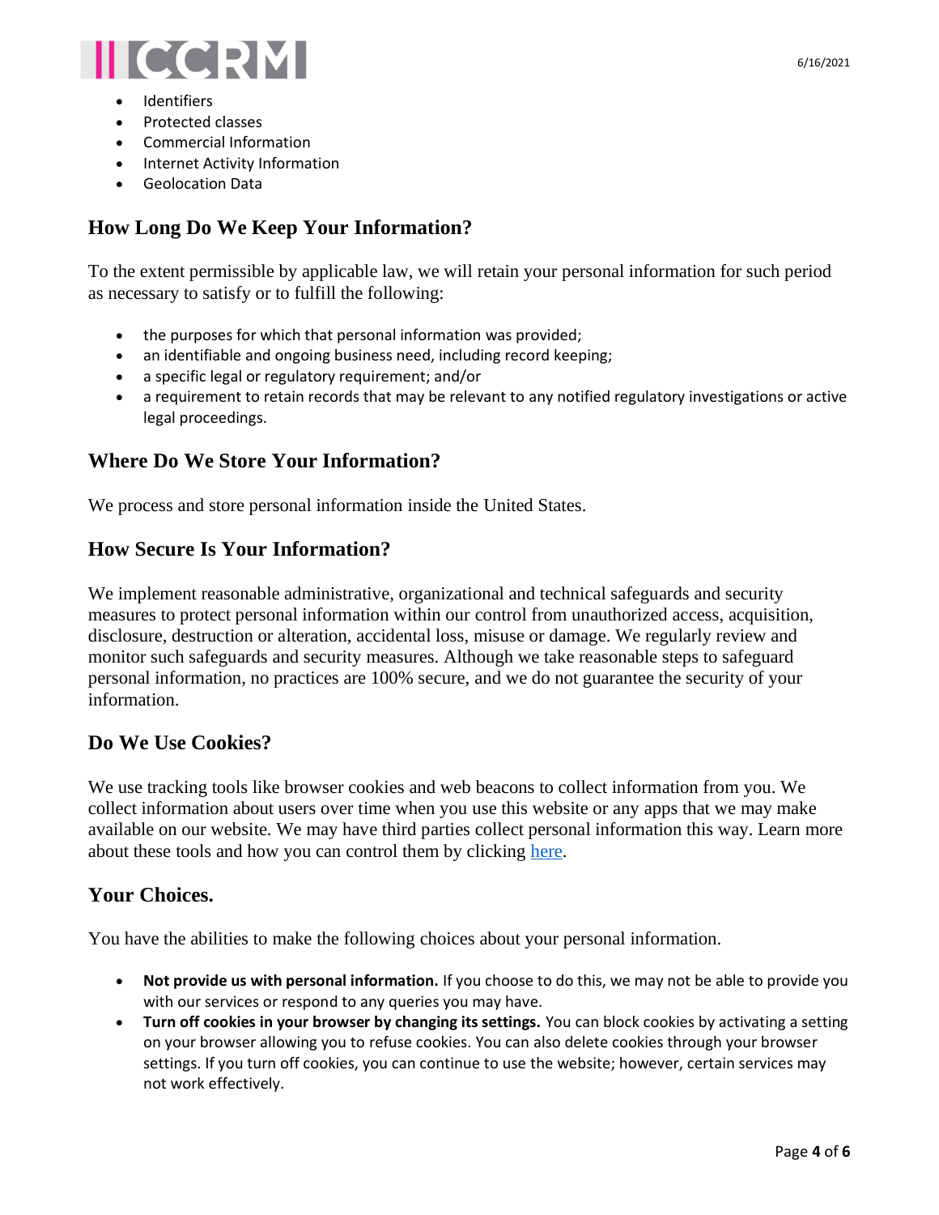- Identifiers
- Protected classes
- Commercial Information
- Internet Activity Information
- Geolocation Data

## How Long Do We Keep Your Information?

To the extent permissible by applicable law, we will retain your personal information for such period as necessary to satisfy or to fulfill the following:

- the purposes for which that personal information was provided;
- an identifiable and ongoing business need, including record keeping;
- a specific legal or regulatory requirement; and/or
- a requirement to retain records that may be relevant to any notified regulatory investigations or active legal proceedings.

## Where Do We Store Your Information?

We process and store personal information inside the United States.

## How Secure Is Your Information?

We implement reasonable administrative, organizational and technical safeguards and security measures to protect personal information within our control from unauthorized access, acquisition, disclosure, destruction or alteration, accidental loss, misuse or damage. We regularly review and monitor such safeguards and security measures. Although we take reasonable steps to safeguard personal information, no practices are 100% secure, and we do not guarantee the security of your information.

## Do We Use Cookies?

We use tracking tools like browser cookies and web beacons to collect information from you. We collect information about users over time when you use this website or any apps that we may make available on our website. We may have third parties collect personal information this way. Learn more about these tools and how you can control them by clicking here.

## Your Choices.

You have the abilities to make the following choices about your personal information.

- **Not provide us with personal information.** If you choose to do this, we may not be able to provide you with our services or respond to any queries you may have.
- **Turn off cookies in your browser by changing its settings.** You can block cookies by activating a setting on your browser allowing you to refuse cookies. You can also delete cookies through your browser settings. If you turn off cookies, you can continue to use the website; however, certain services may not work effectively.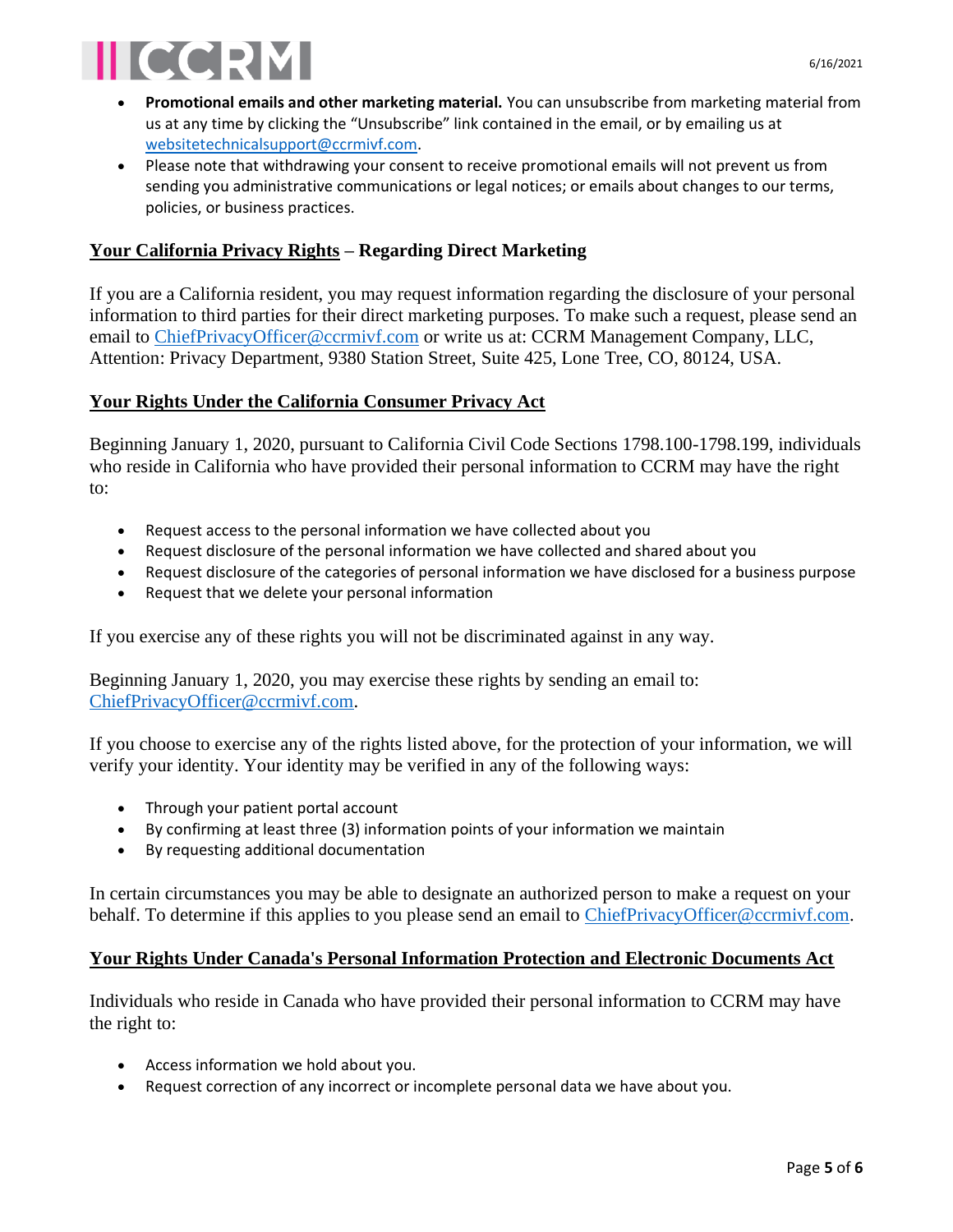- **Promotional emails and other marketing material.** You can unsubscribe from marketing material from us at any time by clicking the "Unsubscribe" link contained in the email, or by emailing us at websitetechnicalsupport@ccrmivf.com.
- Please note that withdrawing your consent to receive promotional emails will not prevent us from sending you administrative communications or legal notices; or emails about changes to our terms, policies, or business practices.

## Your California Privacy Rights – Regarding Direct Marketing

If you are a California resident, you may request information regarding the disclosure of your personal information to third parties for their direct marketing purposes. To make such a request, please send an email to ChiefPrivacyOfficer@ccrmivf.com or write us at: CCRM Management Company, LLC, Attention: Privacy Department, 9380 Station Street, Suite 425, Lone Tree, CO, 80124, USA.

## Your Rights Under the California Consumer Privacy Act

Beginning January 1, 2020, pursuant to California Civil Code Sections 1798.100-1798.199, individuals who reside in California who have provided their personal information to CCRM may have the right to:

- Request access to the personal information we have collected about you
- Request disclosure of the personal information we have collected and shared about you
- Request disclosure of the categories of personal information we have disclosed for a business purpose
- Request that we delete your personal information

If you exercise any of these rights you will not be discriminated against in any way.

Beginning January 1, 2020, you may exercise these rights by sending an email to: ChiefPrivacyOfficer@ccrmivf.com.

If you choose to exercise any of the rights listed above, for the protection of your information, we will verify your identity. Your identity may be verified in any of the following ways:

- Through your patient portal account
- By confirming at least three (3) information points of your information we maintain
- By requesting additional documentation

In certain circumstances you may be able to designate an authorized person to make a request on your behalf. To determine if this applies to you please send an email to ChiefPrivacyOfficer@ccrmivf.com.

## Your Rights Under Canada's Personal Information Protection and Electronic Documents Act

Individuals who reside in Canada who have provided their personal information to CCRM may have the right to:

- Access information we hold about you.
- Request correction of any incorrect or incomplete personal data we have about you.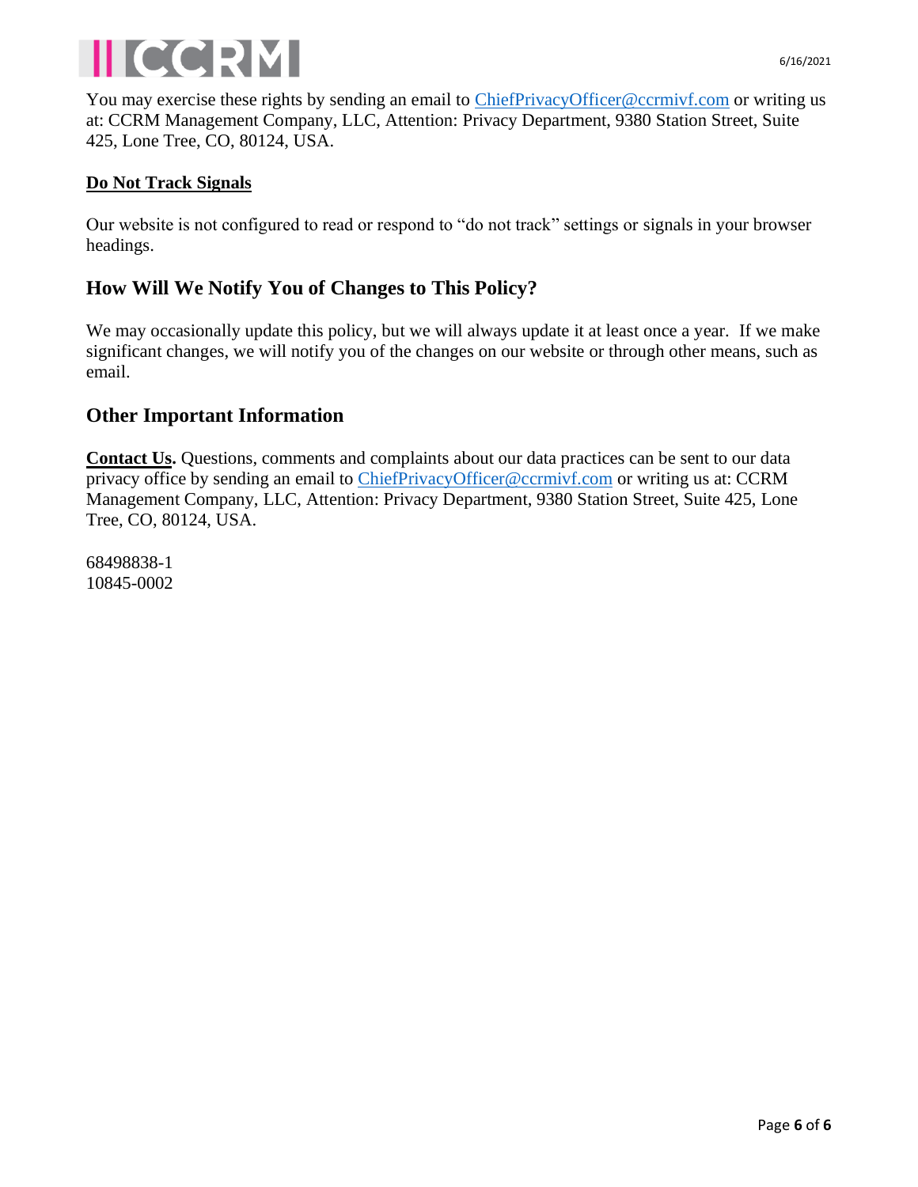You may exercise these rights by sending an email to ChiefPrivacyOfficer@ccrmivf.com or writing us at: CCRM Management Company, LLC, Attention: Privacy Department, 9380 Station Street, Suite 425, Lone Tree, CO, 80124, USA.

**Do Not Track Signals**

Our website is not configured to read or respond to "do not track" settings or signals in your browser headings.

## How Will We Notify You of Changes to This Policy?

We may occasionally update this policy, but we will always update it at least once a year. If we make significant changes, we will notify you of the changes on our website or through other means, such as email.

## Other Important Information

**Contact Us.** Questions, comments and complaints about our data practices can be sent to our data privacy office by sending an email to ChiefPrivacyOfficer@ccrmivf.com or writing us at: CCRM Management Company, LLC, Attention: Privacy Department, 9380 Station Street, Suite 425, Lone Tree, CO, 80124, USA.

68498838-1
10845-0002